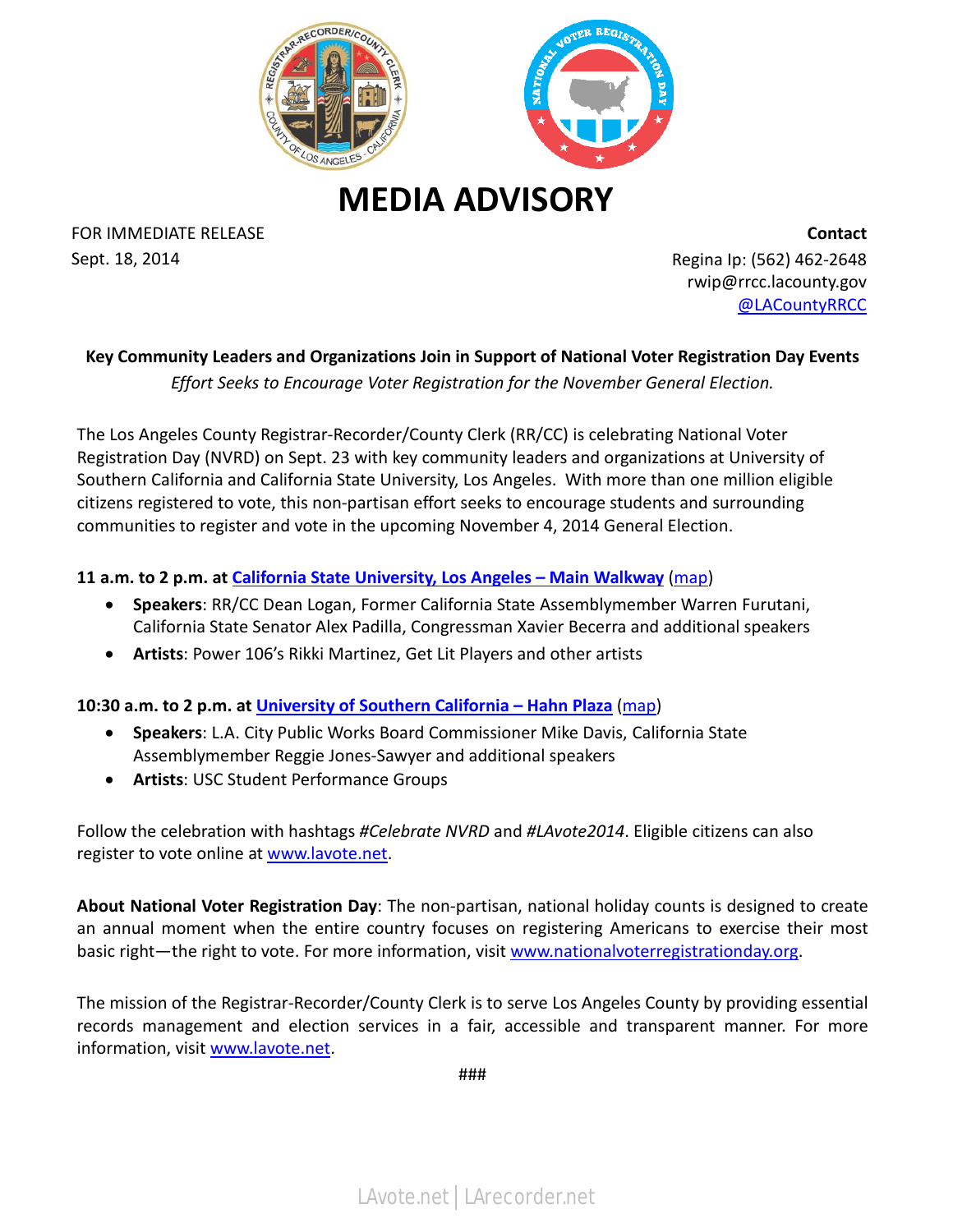# MEDIA ADVISORY

FOR IMMEDIATE RELEASE
Sept. 18, 2014

**Contact**
Regina Ip: (562) 462-2648
rwip@rrcc.lacounty.gov
[@LACountyRRCC]

**Key Community Leaders and Organizations Join in Support of National Voter Registration Day Events**

*Effort Seeks to Encourage Voter Registration for the November General Election.*

The Los Angeles County Registrar-Recorder/County Clerk (RR/CC) is celebrating National Voter Registration Day (NVRD) on Sept. 23 with key community leaders and organizations at University of Southern California and California State University, Los Angeles. With more than one million eligible citizens registered to vote, this non-partisan effort seeks to encourage students and surrounding communities to register and vote in the upcoming November 4, 2014 General Election.

**11 a.m. to 2 p.m. at California State University, Los Angeles – Main Walkway** (map)

- **Speakers**: RR/CC Dean Logan, Former California State Assemblymember Warren Furutani, California State Senator Alex Padilla, Congressman Xavier Becerra and additional speakers
- **Artists**: Power 106's Rikki Martinez, Get Lit Players and other artists

**10:30 a.m. to 2 p.m. at University of Southern California – Hahn Plaza** (map)

- **Speakers**: L.A. City Public Works Board Commissioner Mike Davis, California State Assemblymember Reggie Jones-Sawyer and additional speakers
- **Artists**: USC Student Performance Groups

Follow the celebration with hashtags *#Celebrate NVRD* and *#LAvote2014*. Eligible citizens can also register to vote online at www.lavote.net.

**About National Voter Registration Day**: The non-partisan, national holiday counts is designed to create an annual moment when the entire country focuses on registering Americans to exercise their most basic right—the right to vote. For more information, visit www.nationalvoterregistrationday.org.

The mission of the Registrar-Recorder/County Clerk is to serve Los Angeles County by providing essential records management and election services in a fair, accessible and transparent manner. For more information, visit www.lavote.net.

###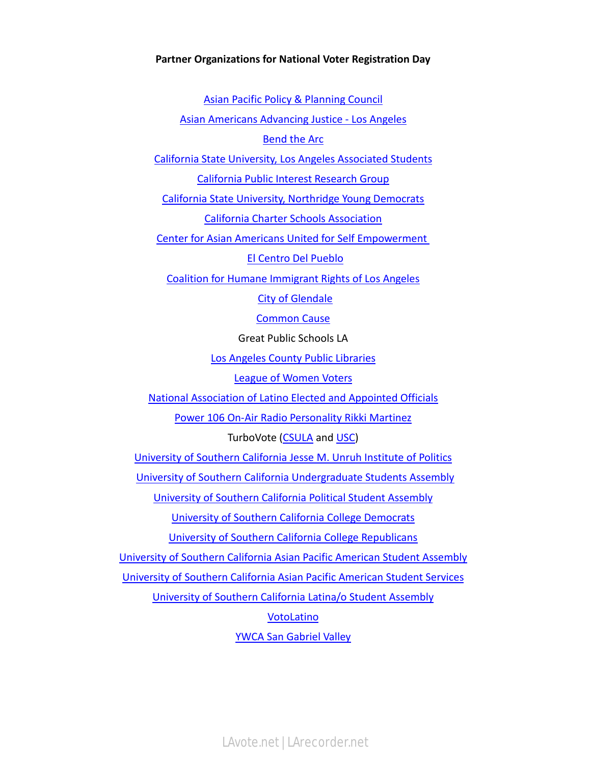**Partner Organizations for National Voter Registration Day**

Asian Pacific Policy & Planning Council

Asian Americans Advancing Justice - Los Angeles

Bend the Arc

California State University, Los Angeles Associated Students

California Public Interest Research Group

California State University, Northridge Young Democrats

California Charter Schools Association

Center for Asian Americans United for Self Empowerment

El Centro Del Pueblo

Coalition for Humane Immigrant Rights of Los Angeles

City of Glendale

Common Cause

Great Public Schools LA

Los Angeles County Public Libraries

League of Women Voters

National Association of Latino Elected and Appointed Officials

Power 106 On-Air Radio Personality Rikki Martinez

TurboVote (CSULA and USC)

University of Southern California Jesse M. Unruh Institute of Politics

University of Southern California Undergraduate Students Assembly

University of Southern California Political Student Assembly

University of Southern California College Democrats

University of Southern California College Republicans

University of Southern California Asian Pacific American Student Assembly

University of Southern California Asian Pacific American Student Services

University of Southern California Latina/o Student Assembly

VotoLatino

YWCA San Gabriel Valley